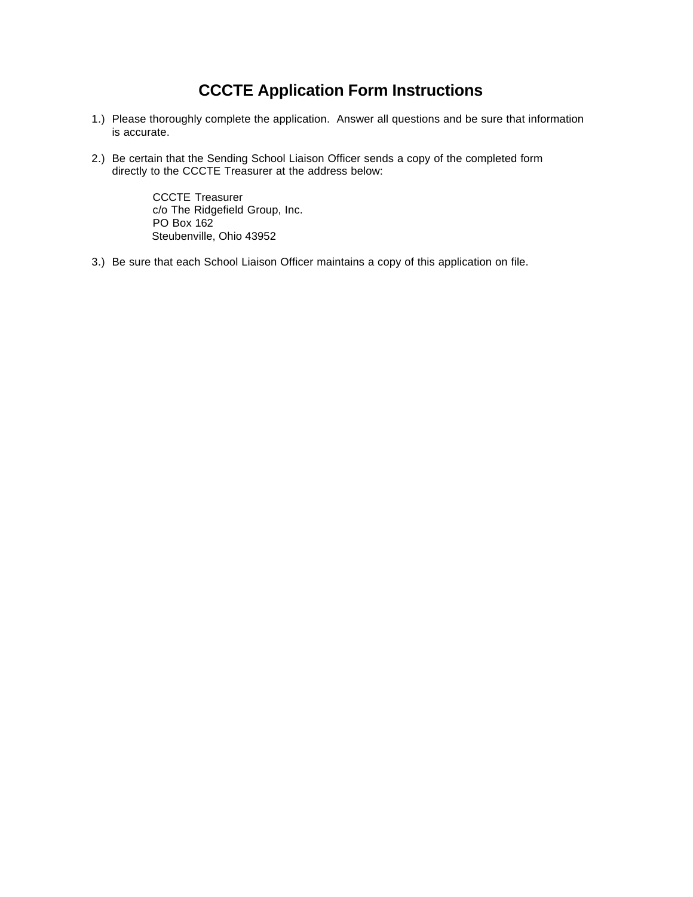# CCCTE Application Form Instructions

1.) Please thoroughly complete the application. Answer all questions and be sure that information is accurate.

2.) Be certain that the Sending School Liaison Officer sends a copy of the completed form directly to the CCCTE Treasurer at the address below:

    CCCTE Treasurer  
    c/o The Ridgefield Group, Inc.  
    PO Box 162  
    Steubenville, Ohio 43952

3.) Be sure that each School Liaison Officer maintains a copy of this application on file.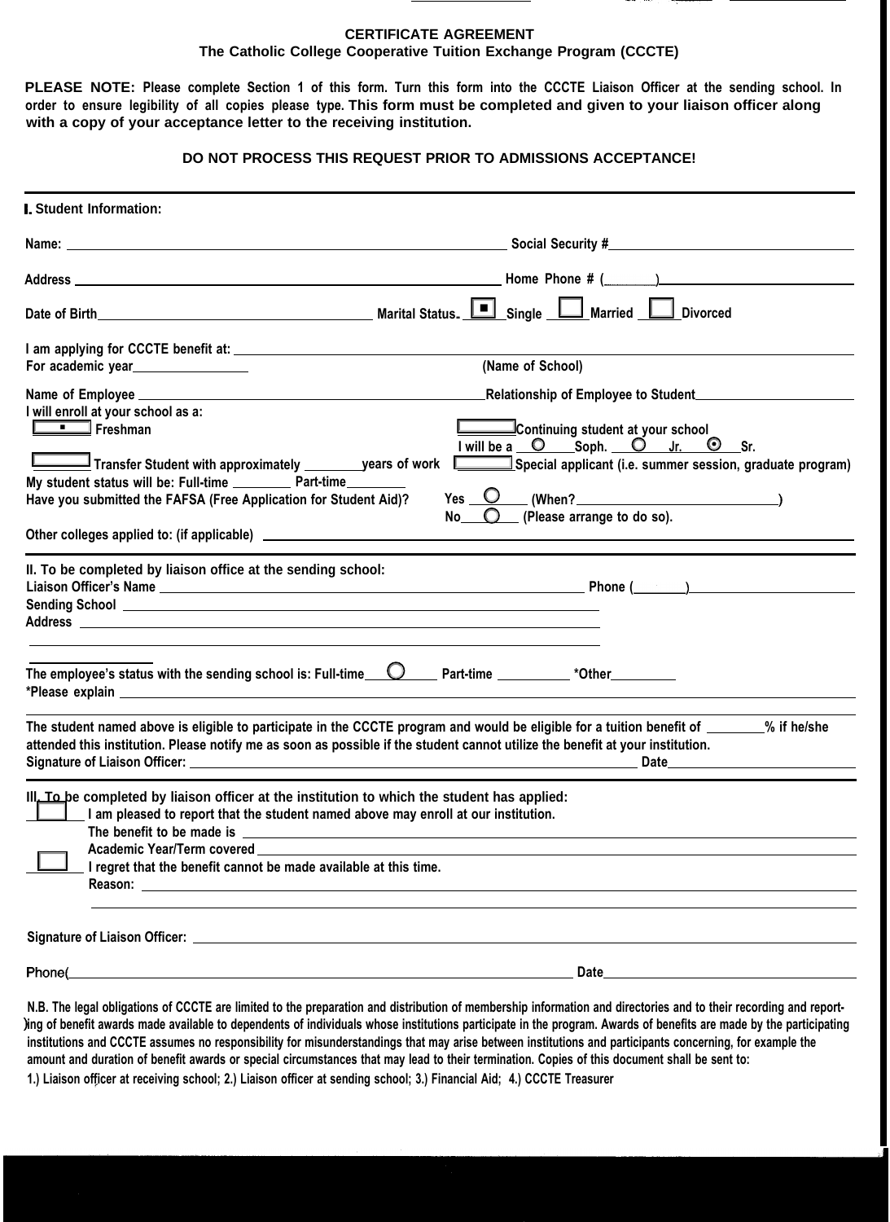**CERTIFICATE AGREEMENT**
**The Catholic College Cooperative Tuition Exchange Program (CCCTE)**

**PLEASE NOTE: Please complete Section 1 of this form. Turn this form into the CCCTE Liaison Officer at the sending school. In order to ensure legibility of all copies please type. This form must be completed and given to your liaison officer along with a copy of your acceptance letter to the receiving institution.**

**DO NOT PROCESS THIS REQUEST PRIOR TO ADMISSIONS ACCEPTANCE!**

## I. Student Information:

Name: ____________________ Social Security # ____________________

Address ____________________ Home Phone # (______) ____________________

Date of Birth ____________________ Marital Status. ☐ Single ☐ Married ☐ Divorced

I am applying for CCCTE benefit at: ____________________
For academic year ____________ (Name of School)

Name of Employee ____________________ Relationship of Employee to Student ____________________

I will enroll at your school as a:

☐ Freshman
☐ Continuing student at your school
I will be a ○ Soph. ○ Jr. ○ Sr.
☐ Transfer Student with approximately ________ years of work
☐ Special applicant (i.e. summer session, graduate program)

My student status will be: Full-time ________ Part-time ________

Have you submitted the FAFSA (Free Application for Student Aid)? Yes ○ (When? ____________________)
No ○ (Please arrange to do so).

Other colleges applied to: (if applicable) ____________________

## II. To be completed by liaison office at the sending school:

Liaison Officer's Name ____________________ Phone (______) ____________________

Sending School ____________________

Address ____________________

The employee's status with the sending school is: Full-time ○ Part-time ________ *Other ________

*Please explain ____________________

The student named above is eligible to participate in the CCCTE program and would be eligible for a tuition benefit of ________% if he/she attended this institution. Please notify me as soon as possible if the student cannot utilize the benefit at your institution.

Signature of Liaison Officer: ____________________ Date ____________________

## III. To be completed by liaison officer at the institution to which the student has applied:

☐ I am pleased to report that the student named above may enroll at our institution.
The benefit to be made is ____________________
Academic Year/Term covered ____________________

☐ I regret that the benefit cannot be made available at this time.
Reason: ____________________

Signature of Liaison Officer: ____________________

Phone( ____________________ Date ____________________

N.B. The legal obligations of CCCTE are limited to the preparation and distribution of membership information and directories and to their recording and reporting of benefit awards made available to dependents of individuals whose institutions participate in the program. Awards of benefits are made by the participating institutions and CCCTE assumes no responsibility for misunderstandings that may arise between institutions and participants concerning, for example the amount and duration of benefit awards or special circumstances that may lead to their termination. Copies of this document shall be sent to:
1.) Liaison officer at receiving school; 2.) Liaison officer at sending school; 3.) Financial Aid; 4.) CCCTE Treasurer